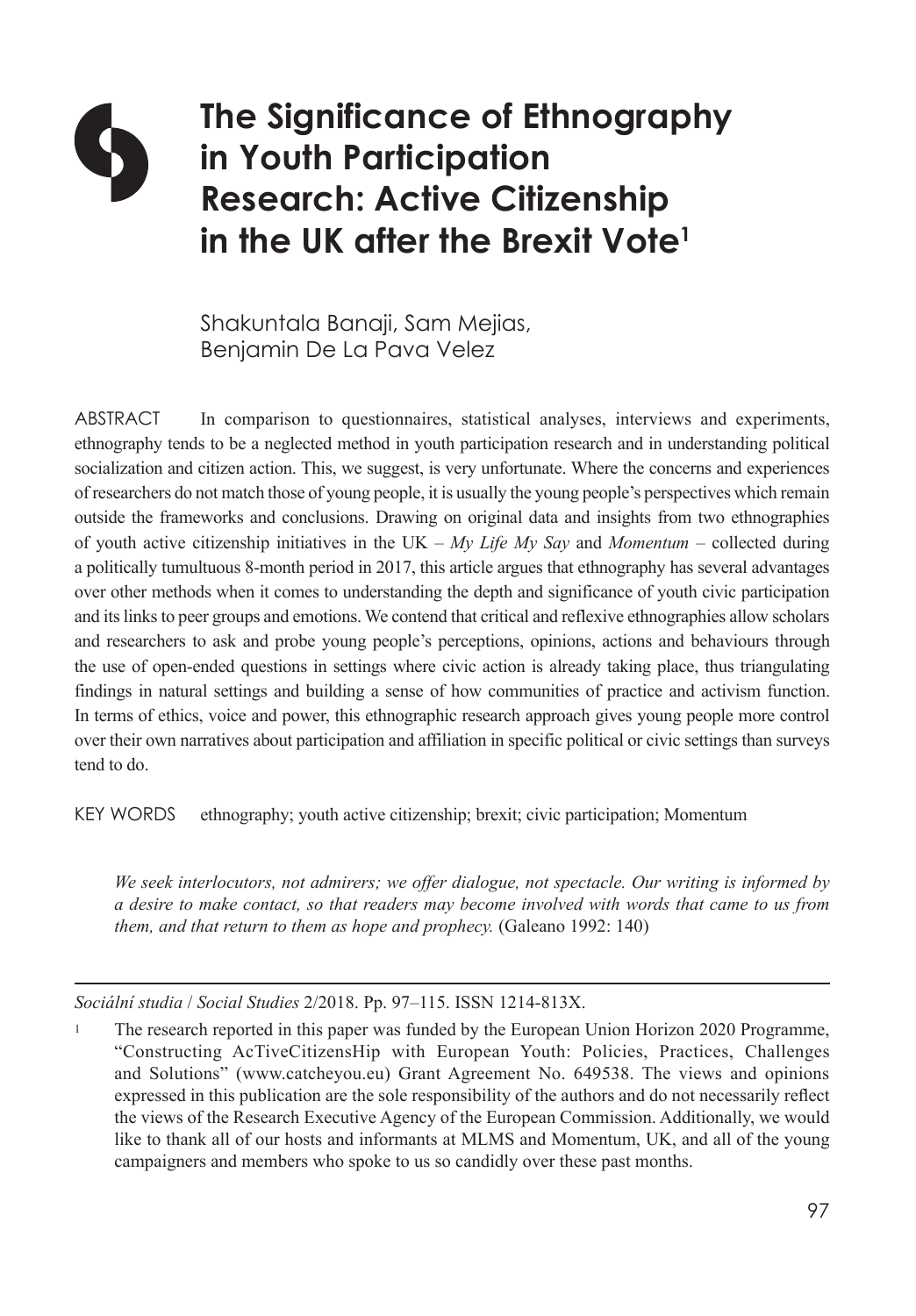# The Significance of Ethnography in Youth Participation Research: Active Citizenship in the UK after the Brexit Vote[1]

Shakuntala Banaji, Sam Mejias, Benjamin De La Pava Velez

ABSTRACT In comparison to questionnaires, statistical analyses, interviews and experiments, ethnography tends to be a neglected method in youth participation research and in understanding political socialization and citizen action. This, we suggest, is very unfortunate. Where the concerns and experiences of researchers do not match those of young people, it is usually the young people's perspectives which remain outside the frameworks and conclusions. Drawing on original data and insights from two ethnographies of youth active citizenship initiatives in the UK – *My Life My Say* and *Momentum* – collected during a politically tumultuous 8-month period in 2017, this article argues that ethnography has several advantages over other methods when it comes to understanding the depth and significance of youth civic participation and its links to peer groups and emotions. We contend that critical and reflexive ethnographies allow scholars and researchers to ask and probe young people's perceptions, opinions, actions and behaviours through the use of open-ended questions in settings where civic action is already taking place, thus triangulating findings in natural settings and building a sense of how communities of practice and activism function. In terms of ethics, voice and power, this ethnographic research approach gives young people more control over their own narratives about participation and affiliation in specific political or civic settings than surveys tend to do.

KEY WORDS ethnography; youth active citizenship; brexit; civic participation; Momentum

> *We seek interlocutors, not admirers; we offer dialogue, not spectacle. Our writing is informed by a desire to make contact, so that readers may become involved with words that came to us from them, and that return to them as hope and prophecy.* (Galeano 1992: 140)

*Sociální studia* / *Social Studies* 2/2018. Pp. 97–115. ISSN 1214-813X.

[1] The research reported in this paper was funded by the European Union Horizon 2020 Programme, "Constructing AcTiveCitizensHip with European Youth: Policies, Practices, Challenges and Solutions" (www.catcheyou.eu) Grant Agreement No. 649538. The views and opinions expressed in this publication are the sole responsibility of the authors and do not necessarily reflect the views of the Research Executive Agency of the European Commission. Additionally, we would like to thank all of our hosts and informants at MLMS and Momentum, UK, and all of the young campaigners and members who spoke to us so candidly over these past months.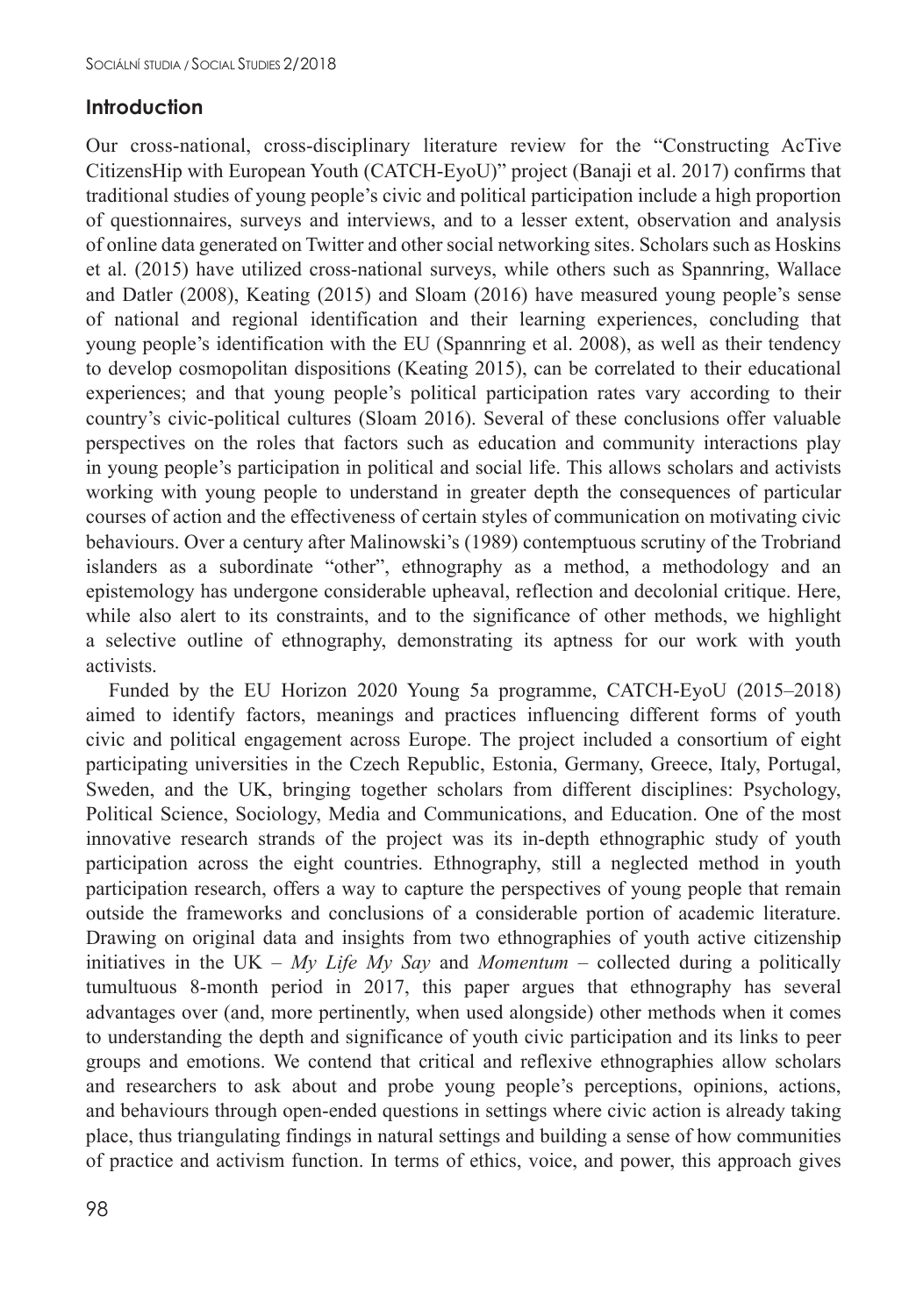## Introduction

Our cross-national, cross-disciplinary literature review for the "Constructing AcTive CitizensHip with European Youth (CATCH-EyoU)" project (Banaji et al. 2017) confirms that traditional studies of young people's civic and political participation include a high proportion of questionnaires, surveys and interviews, and to a lesser extent, observation and analysis of online data generated on Twitter and other social networking sites. Scholars such as Hoskins et al. (2015) have utilized cross-national surveys, while others such as Spannring, Wallace and Datler (2008), Keating (2015) and Sloam (2016) have measured young people's sense of national and regional identification and their learning experiences, concluding that young people's identification with the EU (Spannring et al. 2008), as well as their tendency to develop cosmopolitan dispositions (Keating 2015), can be correlated to their educational experiences; and that young people's political participation rates vary according to their country's civic-political cultures (Sloam 2016). Several of these conclusions offer valuable perspectives on the roles that factors such as education and community interactions play in young people's participation in political and social life. This allows scholars and activists working with young people to understand in greater depth the consequences of particular courses of action and the effectiveness of certain styles of communication on motivating civic behaviours. Over a century after Malinowski's (1989) contemptuous scrutiny of the Trobriand islanders as a subordinate "other", ethnography as a method, a methodology and an epistemology has undergone considerable upheaval, reflection and decolonial critique. Here, while also alert to its constraints, and to the significance of other methods, we highlight a selective outline of ethnography, demonstrating its aptness for our work with youth activists.

Funded by the EU Horizon 2020 Young 5a programme, CATCH-EyoU (2015–2018) aimed to identify factors, meanings and practices influencing different forms of youth civic and political engagement across Europe. The project included a consortium of eight participating universities in the Czech Republic, Estonia, Germany, Greece, Italy, Portugal, Sweden, and the UK, bringing together scholars from different disciplines: Psychology, Political Science, Sociology, Media and Communications, and Education. One of the most innovative research strands of the project was its in-depth ethnographic study of youth participation across the eight countries. Ethnography, still a neglected method in youth participation research, offers a way to capture the perspectives of young people that remain outside the frameworks and conclusions of a considerable portion of academic literature. Drawing on original data and insights from two ethnographies of youth active citizenship initiatives in the UK – *My Life My Say* and *Momentum* – collected during a politically tumultuous 8-month period in 2017, this paper argues that ethnography has several advantages over (and, more pertinently, when used alongside) other methods when it comes to understanding the depth and significance of youth civic participation and its links to peer groups and emotions. We contend that critical and reflexive ethnographies allow scholars and researchers to ask about and probe young people's perceptions, opinions, actions, and behaviours through open-ended questions in settings where civic action is already taking place, thus triangulating findings in natural settings and building a sense of how communities of practice and activism function. In terms of ethics, voice, and power, this approach gives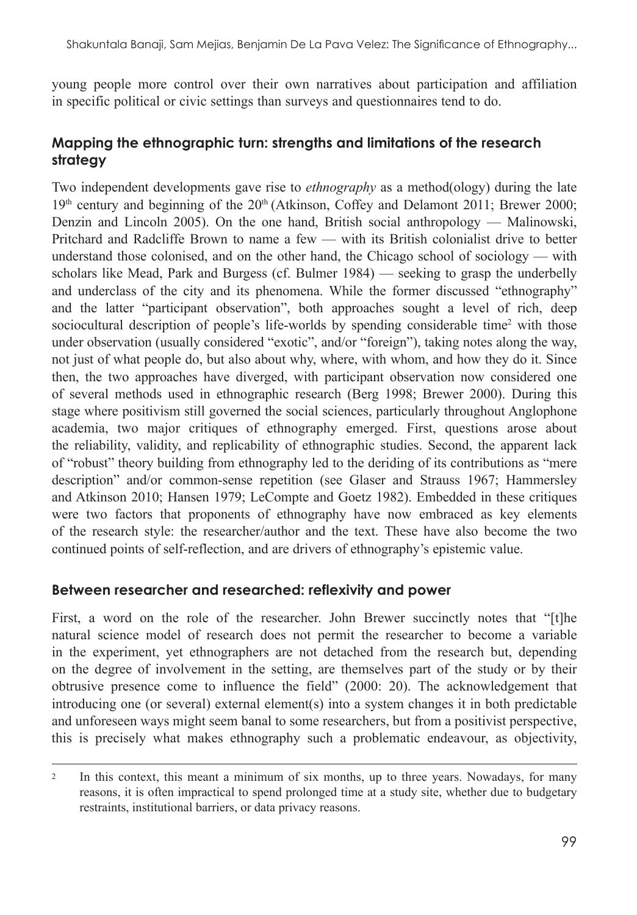young people more control over their own narratives about participation and affiliation in specific political or civic settings than surveys and questionnaires tend to do.

## Mapping the ethnographic turn: strengths and limitations of the research strategy

Two independent developments gave rise to *ethnography* as a method(ology) during the late 19th century and beginning of the 20th (Atkinson, Coffey and Delamont 2011; Brewer 2000; Denzin and Lincoln 2005). On the one hand, British social anthropology — Malinowski, Pritchard and Radcliffe Brown to name a few — with its British colonialist drive to better understand those colonised, and on the other hand, the Chicago school of sociology — with scholars like Mead, Park and Burgess (cf. Bulmer 1984) — seeking to grasp the underbelly and underclass of the city and its phenomena. While the former discussed "ethnography" and the latter "participant observation", both approaches sought a level of rich, deep sociocultural description of people's life-worlds by spending considerable time[2] with those under observation (usually considered "exotic", and/or "foreign"), taking notes along the way, not just of what people do, but also about why, where, with whom, and how they do it. Since then, the two approaches have diverged, with participant observation now considered one of several methods used in ethnographic research (Berg 1998; Brewer 2000). During this stage where positivism still governed the social sciences, particularly throughout Anglophone academia, two major critiques of ethnography emerged. First, questions arose about the reliability, validity, and replicability of ethnographic studies. Second, the apparent lack of "robust" theory building from ethnography led to the deriding of its contributions as "mere description" and/or common-sense repetition (see Glaser and Strauss 1967; Hammersley and Atkinson 2010; Hansen 1979; LeCompte and Goetz 1982). Embedded in these critiques were two factors that proponents of ethnography have now embraced as key elements of the research style: the researcher/author and the text. These have also become the two continued points of self-reflection, and are drivers of ethnography's epistemic value.

## Between researcher and researched: reflexivity and power

First, a word on the role of the researcher. John Brewer succinctly notes that "[t]he natural science model of research does not permit the researcher to become a variable in the experiment, yet ethnographers are not detached from the research but, depending on the degree of involvement in the setting, are themselves part of the study or by their obtrusive presence come to influence the field" (2000: 20). The acknowledgement that introducing one (or several) external element(s) into a system changes it in both predictable and unforeseen ways might seem banal to some researchers, but from a positivist perspective, this is precisely what makes ethnography such a problematic endeavour, as objectivity,

---

[2] In this context, this meant a minimum of six months, up to three years. Nowadays, for many reasons, it is often impractical to spend prolonged time at a study site, whether due to budgetary restraints, institutional barriers, or data privacy reasons.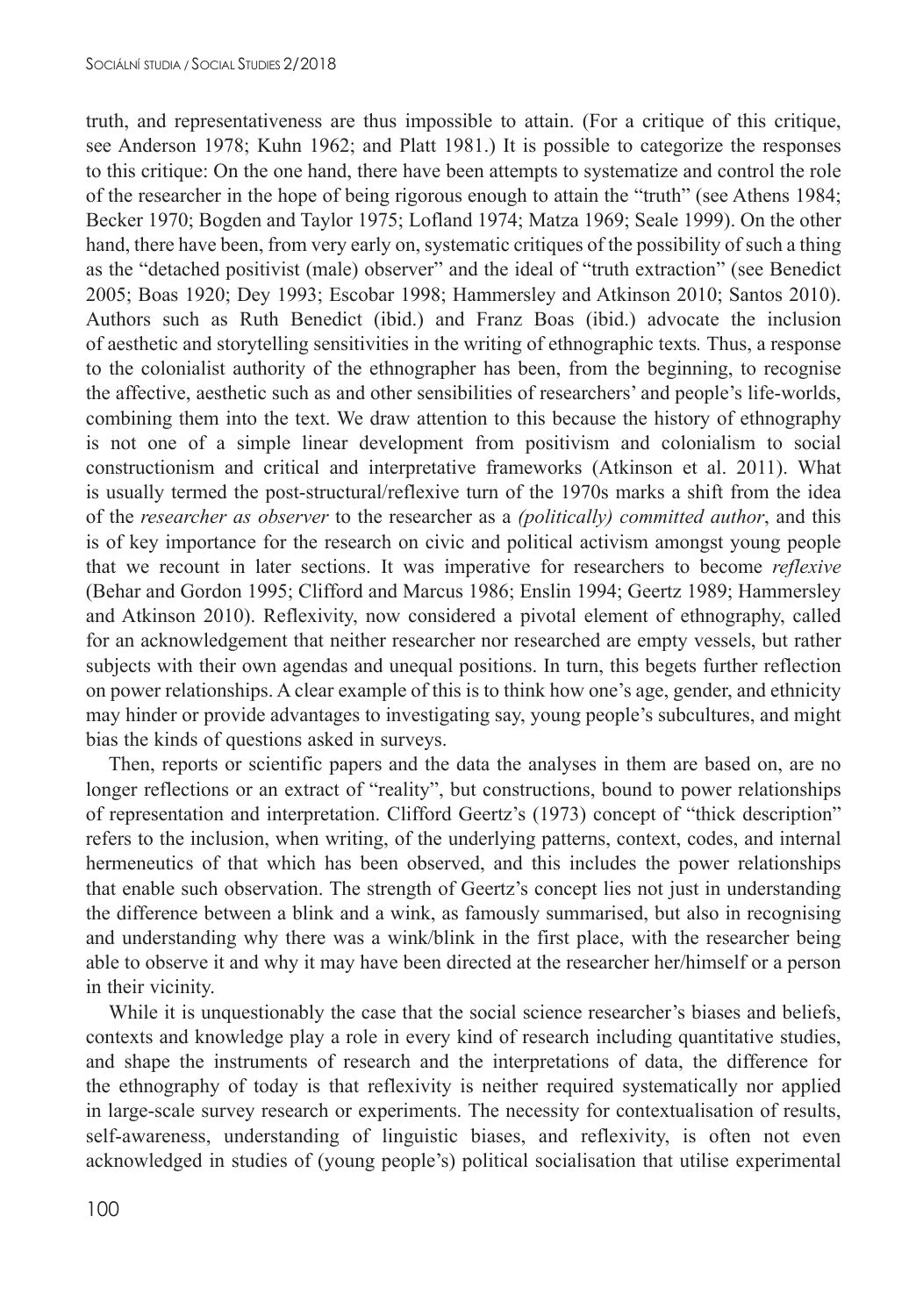truth, and representativeness are thus impossible to attain. (For a critique of this critique, see Anderson 1978; Kuhn 1962; and Platt 1981.) It is possible to categorize the responses to this critique: On the one hand, there have been attempts to systematize and control the role of the researcher in the hope of being rigorous enough to attain the "truth" (see Athens 1984; Becker 1970; Bogden and Taylor 1975; Lofland 1974; Matza 1969; Seale 1999). On the other hand, there have been, from very early on, systematic critiques of the possibility of such a thing as the "detached positivist (male) observer" and the ideal of "truth extraction" (see Benedict 2005; Boas 1920; Dey 1993; Escobar 1998; Hammersley and Atkinson 2010; Santos 2010). Authors such as Ruth Benedict (ibid.) and Franz Boas (ibid.) advocate the inclusion of aesthetic and storytelling sensitivities in the writing of ethnographic texts. Thus, a response to the colonialist authority of the ethnographer has been, from the beginning, to recognise the affective, aesthetic such as and other sensibilities of researchers' and people's life-worlds, combining them into the text. We draw attention to this because the history of ethnography is not one of a simple linear development from positivism and colonialism to social constructionism and critical and interpretative frameworks (Atkinson et al. 2011). What is usually termed the post-structural/reflexive turn of the 1970s marks a shift from the idea of the *researcher as observer* to the researcher as a *(politically) committed author*, and this is of key importance for the research on civic and political activism amongst young people that we recount in later sections. It was imperative for researchers to become *reflexive* (Behar and Gordon 1995; Clifford and Marcus 1986; Enslin 1994; Geertz 1989; Hammersley and Atkinson 2010). Reflexivity, now considered a pivotal element of ethnography, called for an acknowledgement that neither researcher nor researched are empty vessels, but rather subjects with their own agendas and unequal positions. In turn, this begets further reflection on power relationships. A clear example of this is to think how one's age, gender, and ethnicity may hinder or provide advantages to investigating say, young people's subcultures, and might bias the kinds of questions asked in surveys.

Then, reports or scientific papers and the data the analyses in them are based on, are no longer reflections or an extract of "reality", but constructions, bound to power relationships of representation and interpretation. Clifford Geertz's (1973) concept of "thick description" refers to the inclusion, when writing, of the underlying patterns, context, codes, and internal hermeneutics of that which has been observed, and this includes the power relationships that enable such observation. The strength of Geertz's concept lies not just in understanding the difference between a blink and a wink, as famously summarised, but also in recognising and understanding why there was a wink/blink in the first place, with the researcher being able to observe it and why it may have been directed at the researcher her/himself or a person in their vicinity.

While it is unquestionably the case that the social science researcher's biases and beliefs, contexts and knowledge play a role in every kind of research including quantitative studies, and shape the instruments of research and the interpretations of data, the difference for the ethnography of today is that reflexivity is neither required systematically nor applied in large-scale survey research or experiments. The necessity for contextualisation of results, self-awareness, understanding of linguistic biases, and reflexivity, is often not even acknowledged in studies of (young people's) political socialisation that utilise experimental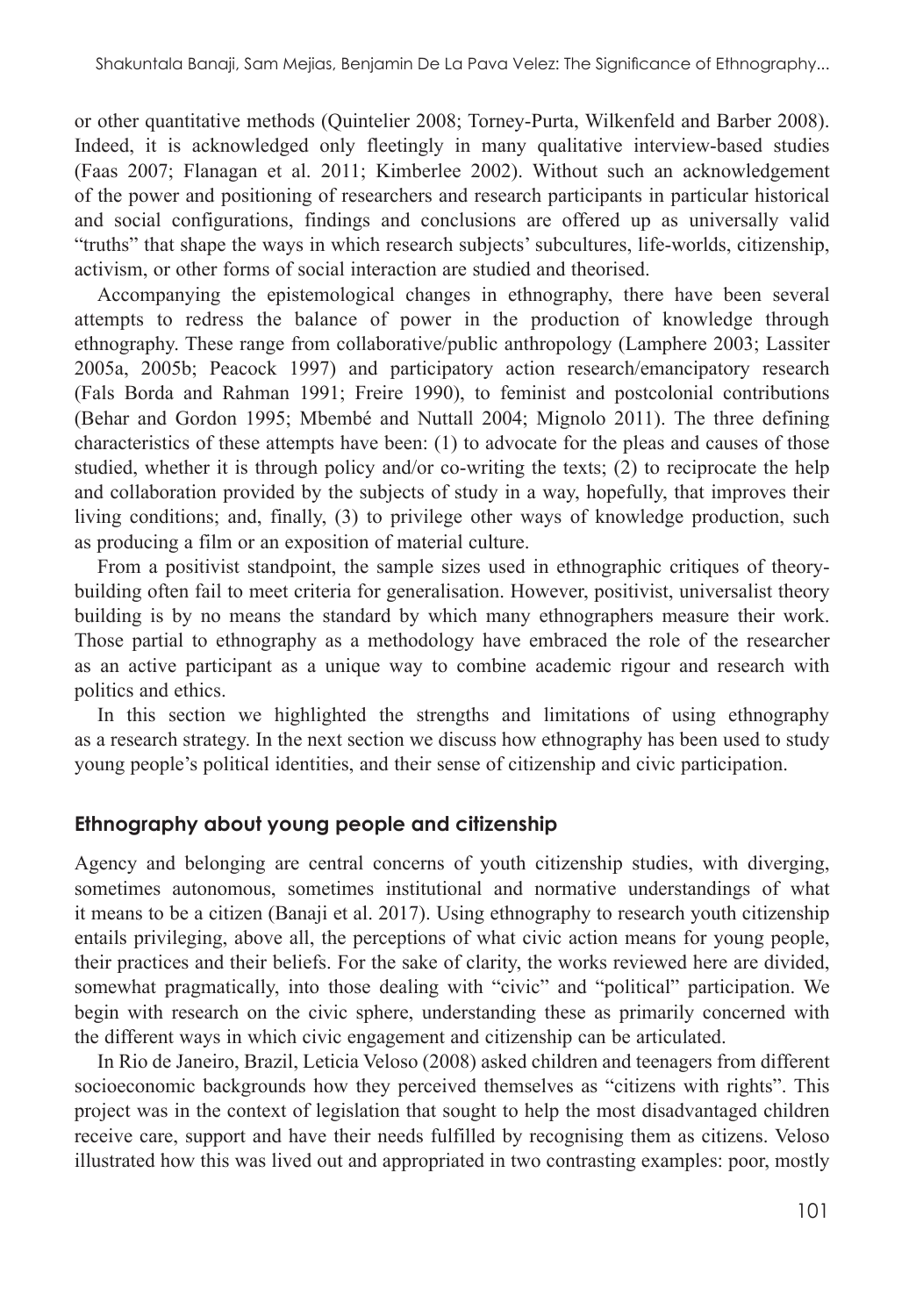or other quantitative methods (Quintelier 2008; Torney-Purta, Wilkenfeld and Barber 2008). Indeed, it is acknowledged only fleetingly in many qualitative interview-based studies (Faas 2007; Flanagan et al. 2011; Kimberlee 2002). Without such an acknowledgement of the power and positioning of researchers and research participants in particular historical and social configurations, findings and conclusions are offered up as universally valid "truths" that shape the ways in which research subjects' subcultures, life-worlds, citizenship, activism, or other forms of social interaction are studied and theorised.

Accompanying the epistemological changes in ethnography, there have been several attempts to redress the balance of power in the production of knowledge through ethnography. These range from collaborative/public anthropology (Lamphere 2003; Lassiter 2005a, 2005b; Peacock 1997) and participatory action research/emancipatory research (Fals Borda and Rahman 1991; Freire 1990), to feminist and postcolonial contributions (Behar and Gordon 1995; Mbembé and Nuttall 2004; Mignolo 2011). The three defining characteristics of these attempts have been: (1) to advocate for the pleas and causes of those studied, whether it is through policy and/or co-writing the texts; (2) to reciprocate the help and collaboration provided by the subjects of study in a way, hopefully, that improves their living conditions; and, finally, (3) to privilege other ways of knowledge production, such as producing a film or an exposition of material culture.

From a positivist standpoint, the sample sizes used in ethnographic critiques of theory-building often fail to meet criteria for generalisation. However, positivist, universalist theory building is by no means the standard by which many ethnographers measure their work. Those partial to ethnography as a methodology have embraced the role of the researcher as an active participant as a unique way to combine academic rigour and research with politics and ethics.

In this section we highlighted the strengths and limitations of using ethnography as a research strategy. In the next section we discuss how ethnography has been used to study young people's political identities, and their sense of citizenship and civic participation.

## Ethnography about young people and citizenship

Agency and belonging are central concerns of youth citizenship studies, with diverging, sometimes autonomous, sometimes institutional and normative understandings of what it means to be a citizen (Banaji et al. 2017). Using ethnography to research youth citizenship entails privileging, above all, the perceptions of what civic action means for young people, their practices and their beliefs. For the sake of clarity, the works reviewed here are divided, somewhat pragmatically, into those dealing with "civic" and "political" participation. We begin with research on the civic sphere, understanding these as primarily concerned with the different ways in which civic engagement and citizenship can be articulated.

In Rio de Janeiro, Brazil, Leticia Veloso (2008) asked children and teenagers from different socioeconomic backgrounds how they perceived themselves as "citizens with rights". This project was in the context of legislation that sought to help the most disadvantaged children receive care, support and have their needs fulfilled by recognising them as citizens. Veloso illustrated how this was lived out and appropriated in two contrasting examples: poor, mostly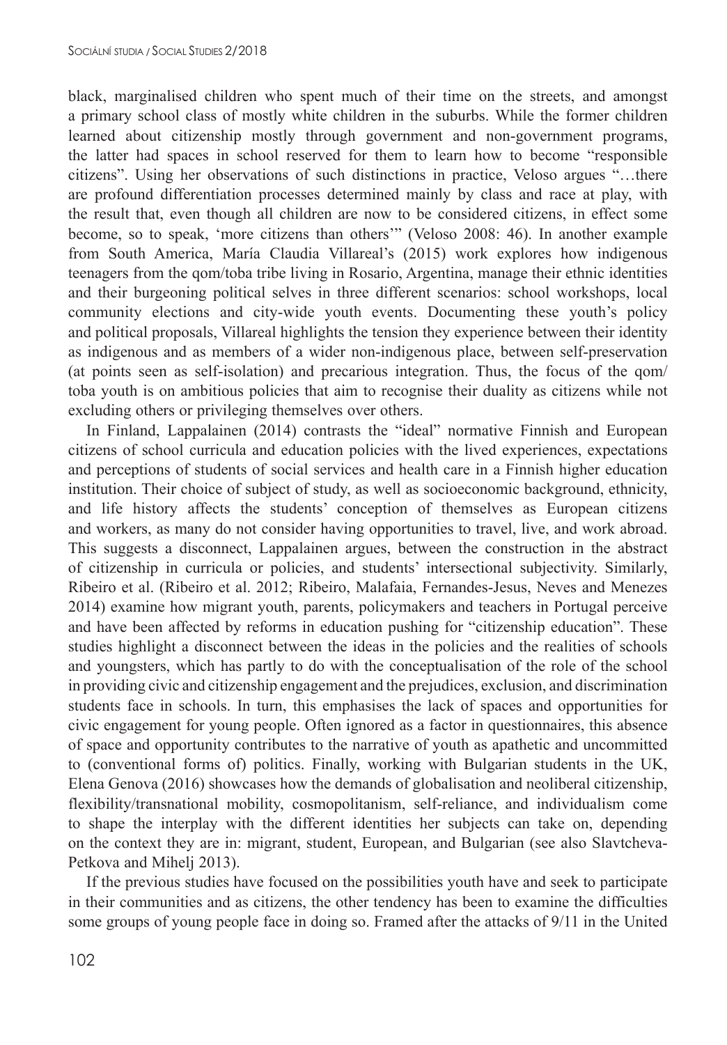black, marginalised children who spent much of their time on the streets, and amongst a primary school class of mostly white children in the suburbs. While the former children learned about citizenship mostly through government and non-government programs, the latter had spaces in school reserved for them to learn how to become "responsible citizens". Using her observations of such distinctions in practice, Veloso argues "…there are profound differentiation processes determined mainly by class and race at play, with the result that, even though all children are now to be considered citizens, in effect some become, so to speak, 'more citizens than others'" (Veloso 2008: 46). In another example from South America, María Claudia Villareal's (2015) work explores how indigenous teenagers from the qom/toba tribe living in Rosario, Argentina, manage their ethnic identities and their burgeoning political selves in three different scenarios: school workshops, local community elections and city-wide youth events. Documenting these youth's policy and political proposals, Villareal highlights the tension they experience between their identity as indigenous and as members of a wider non-indigenous place, between self-preservation (at points seen as self-isolation) and precarious integration. Thus, the focus of the qom/toba youth is on ambitious policies that aim to recognise their duality as citizens while not excluding others or privileging themselves over others.

In Finland, Lappalainen (2014) contrasts the "ideal" normative Finnish and European citizens of school curricula and education policies with the lived experiences, expectations and perceptions of students of social services and health care in a Finnish higher education institution. Their choice of subject of study, as well as socioeconomic background, ethnicity, and life history affects the students' conception of themselves as European citizens and workers, as many do not consider having opportunities to travel, live, and work abroad. This suggests a disconnect, Lappalainen argues, between the construction in the abstract of citizenship in curricula or policies, and students' intersectional subjectivity. Similarly, Ribeiro et al. (Ribeiro et al. 2012; Ribeiro, Malafaia, Fernandes-Jesus, Neves and Menezes 2014) examine how migrant youth, parents, policymakers and teachers in Portugal perceive and have been affected by reforms in education pushing for "citizenship education". These studies highlight a disconnect between the ideas in the policies and the realities of schools and youngsters, which has partly to do with the conceptualisation of the role of the school in providing civic and citizenship engagement and the prejudices, exclusion, and discrimination students face in schools. In turn, this emphasises the lack of spaces and opportunities for civic engagement for young people. Often ignored as a factor in questionnaires, this absence of space and opportunity contributes to the narrative of youth as apathetic and uncommitted to (conventional forms of) politics. Finally, working with Bulgarian students in the UK, Elena Genova (2016) showcases how the demands of globalisation and neoliberal citizenship, flexibility/transnational mobility, cosmopolitanism, self-reliance, and individualism come to shape the interplay with the different identities her subjects can take on, depending on the context they are in: migrant, student, European, and Bulgarian (see also Slavtcheva-Petkova and Mihelj 2013).

If the previous studies have focused on the possibilities youth have and seek to participate in their communities and as citizens, the other tendency has been to examine the difficulties some groups of young people face in doing so. Framed after the attacks of 9/11 in the United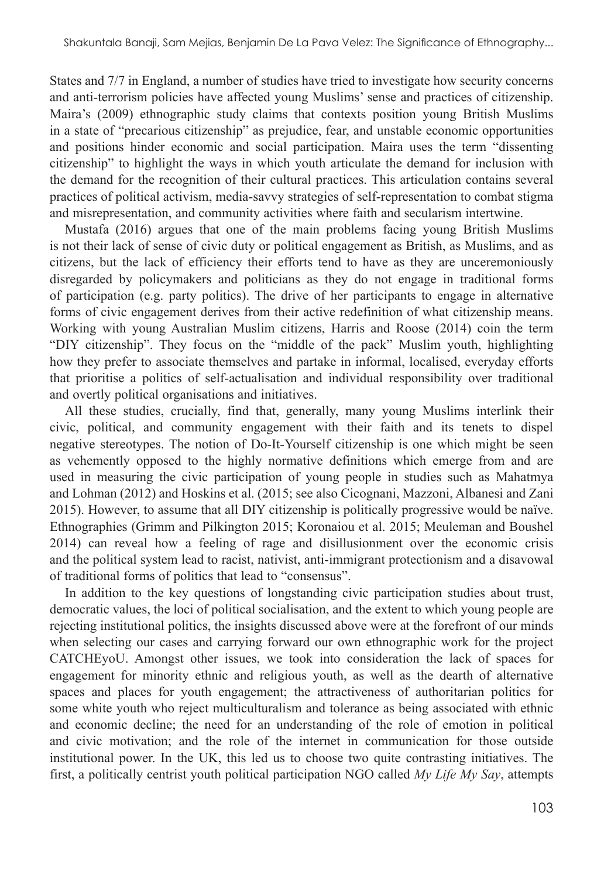States and 7/7 in England, a number of studies have tried to investigate how security concerns and anti-terrorism policies have affected young Muslims' sense and practices of citizenship. Maira's (2009) ethnographic study claims that contexts position young British Muslims in a state of "precarious citizenship" as prejudice, fear, and unstable economic opportunities and positions hinder economic and social participation. Maira uses the term "dissenting citizenship" to highlight the ways in which youth articulate the demand for inclusion with the demand for the recognition of their cultural practices. This articulation contains several practices of political activism, media-savvy strategies of self-representation to combat stigma and misrepresentation, and community activities where faith and secularism intertwine.

Mustafa (2016) argues that one of the main problems facing young British Muslims is not their lack of sense of civic duty or political engagement as British, as Muslims, and as citizens, but the lack of efficiency their efforts tend to have as they are unceremoniously disregarded by policymakers and politicians as they do not engage in traditional forms of participation (e.g. party politics). The drive of her participants to engage in alternative forms of civic engagement derives from their active redefinition of what citizenship means. Working with young Australian Muslim citizens, Harris and Roose (2014) coin the term "DIY citizenship". They focus on the "middle of the pack" Muslim youth, highlighting how they prefer to associate themselves and partake in informal, localised, everyday efforts that prioritise a politics of self-actualisation and individual responsibility over traditional and overtly political organisations and initiatives.

All these studies, crucially, find that, generally, many young Muslims interlink their civic, political, and community engagement with their faith and its tenets to dispel negative stereotypes. The notion of Do-It-Yourself citizenship is one which might be seen as vehemently opposed to the highly normative definitions which emerge from and are used in measuring the civic participation of young people in studies such as Mahatmya and Lohman (2012) and Hoskins et al. (2015; see also Cicognani, Mazzoni, Albanesi and Zani 2015). However, to assume that all DIY citizenship is politically progressive would be naïve. Ethnographies (Grimm and Pilkington 2015; Koronaiou et al. 2015; Meuleman and Boushel 2014) can reveal how a feeling of rage and disillusionment over the economic crisis and the political system lead to racist, nativist, anti-immigrant protectionism and a disavowal of traditional forms of politics that lead to "consensus".

In addition to the key questions of longstanding civic participation studies about trust, democratic values, the loci of political socialisation, and the extent to which young people are rejecting institutional politics, the insights discussed above were at the forefront of our minds when selecting our cases and carrying forward our own ethnographic work for the project CATCHEyoU. Amongst other issues, we took into consideration the lack of spaces for engagement for minority ethnic and religious youth, as well as the dearth of alternative spaces and places for youth engagement; the attractiveness of authoritarian politics for some white youth who reject multiculturalism and tolerance as being associated with ethnic and economic decline; the need for an understanding of the role of emotion in political and civic motivation; and the role of the internet in communication for those outside institutional power. In the UK, this led us to choose two quite contrasting initiatives. The first, a politically centrist youth political participation NGO called *My Life My Say*, attempts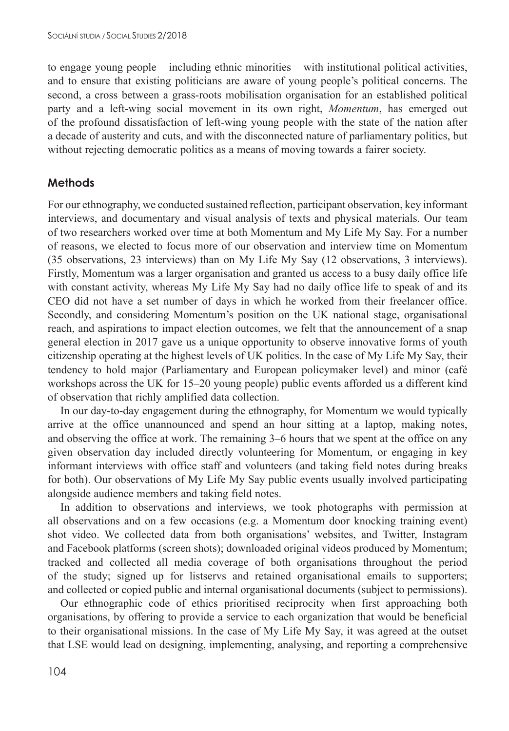to engage young people – including ethnic minorities – with institutional political activities, and to ensure that existing politicians are aware of young people's political concerns. The second, a cross between a grass-roots mobilisation organisation for an established political party and a left-wing social movement in its own right, *Momentum*, has emerged out of the profound dissatisfaction of left-wing young people with the state of the nation after a decade of austerity and cuts, and with the disconnected nature of parliamentary politics, but without rejecting democratic politics as a means of moving towards a fairer society.

## Methods

For our ethnography, we conducted sustained reflection, participant observation, key informant interviews, and documentary and visual analysis of texts and physical materials. Our team of two researchers worked over time at both Momentum and My Life My Say. For a number of reasons, we elected to focus more of our observation and interview time on Momentum (35 observations, 23 interviews) than on My Life My Say (12 observations, 3 interviews). Firstly, Momentum was a larger organisation and granted us access to a busy daily office life with constant activity, whereas My Life My Say had no daily office life to speak of and its CEO did not have a set number of days in which he worked from their freelancer office. Secondly, and considering Momentum's position on the UK national stage, organisational reach, and aspirations to impact election outcomes, we felt that the announcement of a snap general election in 2017 gave us a unique opportunity to observe innovative forms of youth citizenship operating at the highest levels of UK politics. In the case of My Life My Say, their tendency to hold major (Parliamentary and European policymaker level) and minor (café workshops across the UK for 15–20 young people) public events afforded us a different kind of observation that richly amplified data collection.

In our day-to-day engagement during the ethnography, for Momentum we would typically arrive at the office unannounced and spend an hour sitting at a laptop, making notes, and observing the office at work. The remaining 3–6 hours that we spent at the office on any given observation day included directly volunteering for Momentum, or engaging in key informant interviews with office staff and volunteers (and taking field notes during breaks for both). Our observations of My Life My Say public events usually involved participating alongside audience members and taking field notes.

In addition to observations and interviews, we took photographs with permission at all observations and on a few occasions (e.g. a Momentum door knocking training event) shot video. We collected data from both organisations' websites, and Twitter, Instagram and Facebook platforms (screen shots); downloaded original videos produced by Momentum; tracked and collected all media coverage of both organisations throughout the period of the study; signed up for listservs and retained organisational emails to supporters; and collected or copied public and internal organisational documents (subject to permissions).

Our ethnographic code of ethics prioritised reciprocity when first approaching both organisations, by offering to provide a service to each organization that would be beneficial to their organisational missions. In the case of My Life My Say, it was agreed at the outset that LSE would lead on designing, implementing, analysing, and reporting a comprehensive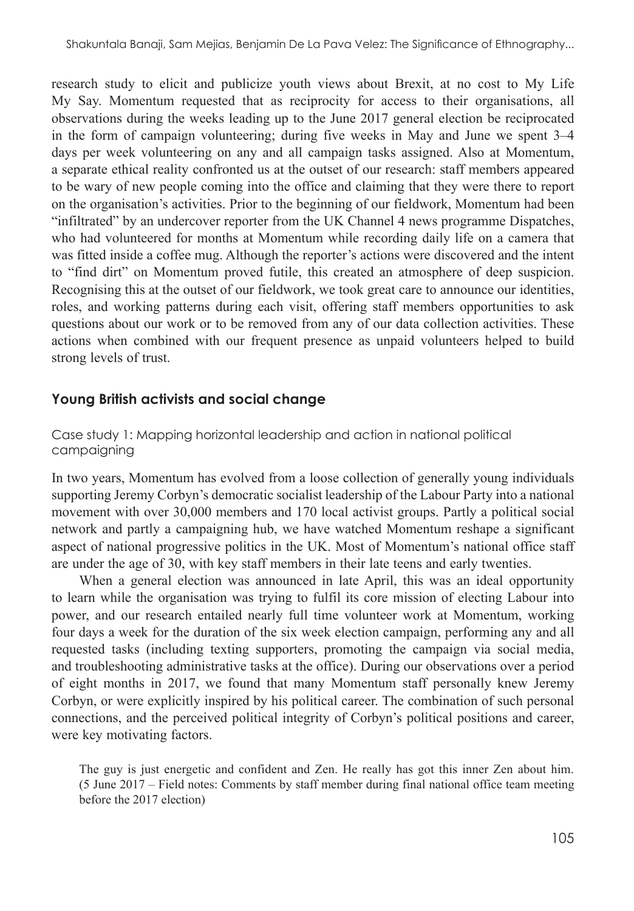research study to elicit and publicize youth views about Brexit, at no cost to My Life My Say. Momentum requested that as reciprocity for access to their organisations, all observations during the weeks leading up to the June 2017 general election be reciprocated in the form of campaign volunteering; during five weeks in May and June we spent 3–4 days per week volunteering on any and all campaign tasks assigned. Also at Momentum, a separate ethical reality confronted us at the outset of our research: staff members appeared to be wary of new people coming into the office and claiming that they were there to report on the organisation's activities. Prior to the beginning of our fieldwork, Momentum had been "infiltrated" by an undercover reporter from the UK Channel 4 news programme Dispatches, who had volunteered for months at Momentum while recording daily life on a camera that was fitted inside a coffee mug. Although the reporter's actions were discovered and the intent to "find dirt" on Momentum proved futile, this created an atmosphere of deep suspicion. Recognising this at the outset of our fieldwork, we took great care to announce our identities, roles, and working patterns during each visit, offering staff members opportunities to ask questions about our work or to be removed from any of our data collection activities. These actions when combined with our frequent presence as unpaid volunteers helped to build strong levels of trust.

## Young British activists and social change

### Case study 1: Mapping horizontal leadership and action in national political campaigning

In two years, Momentum has evolved from a loose collection of generally young individuals supporting Jeremy Corbyn's democratic socialist leadership of the Labour Party into a national movement with over 30,000 members and 170 local activist groups. Partly a political social network and partly a campaigning hub, we have watched Momentum reshape a significant aspect of national progressive politics in the UK. Most of Momentum's national office staff are under the age of 30, with key staff members in their late teens and early twenties.

When a general election was announced in late April, this was an ideal opportunity to learn while the organisation was trying to fulfil its core mission of electing Labour into power, and our research entailed nearly full time volunteer work at Momentum, working four days a week for the duration of the six week election campaign, performing any and all requested tasks (including texting supporters, promoting the campaign via social media, and troubleshooting administrative tasks at the office). During our observations over a period of eight months in 2017, we found that many Momentum staff personally knew Jeremy Corbyn, or were explicitly inspired by his political career. The combination of such personal connections, and the perceived political integrity of Corbyn's political positions and career, were key motivating factors.

> The guy is just energetic and confident and Zen. He really has got this inner Zen about him. (5 June 2017 – Field notes: Comments by staff member during final national office team meeting before the 2017 election)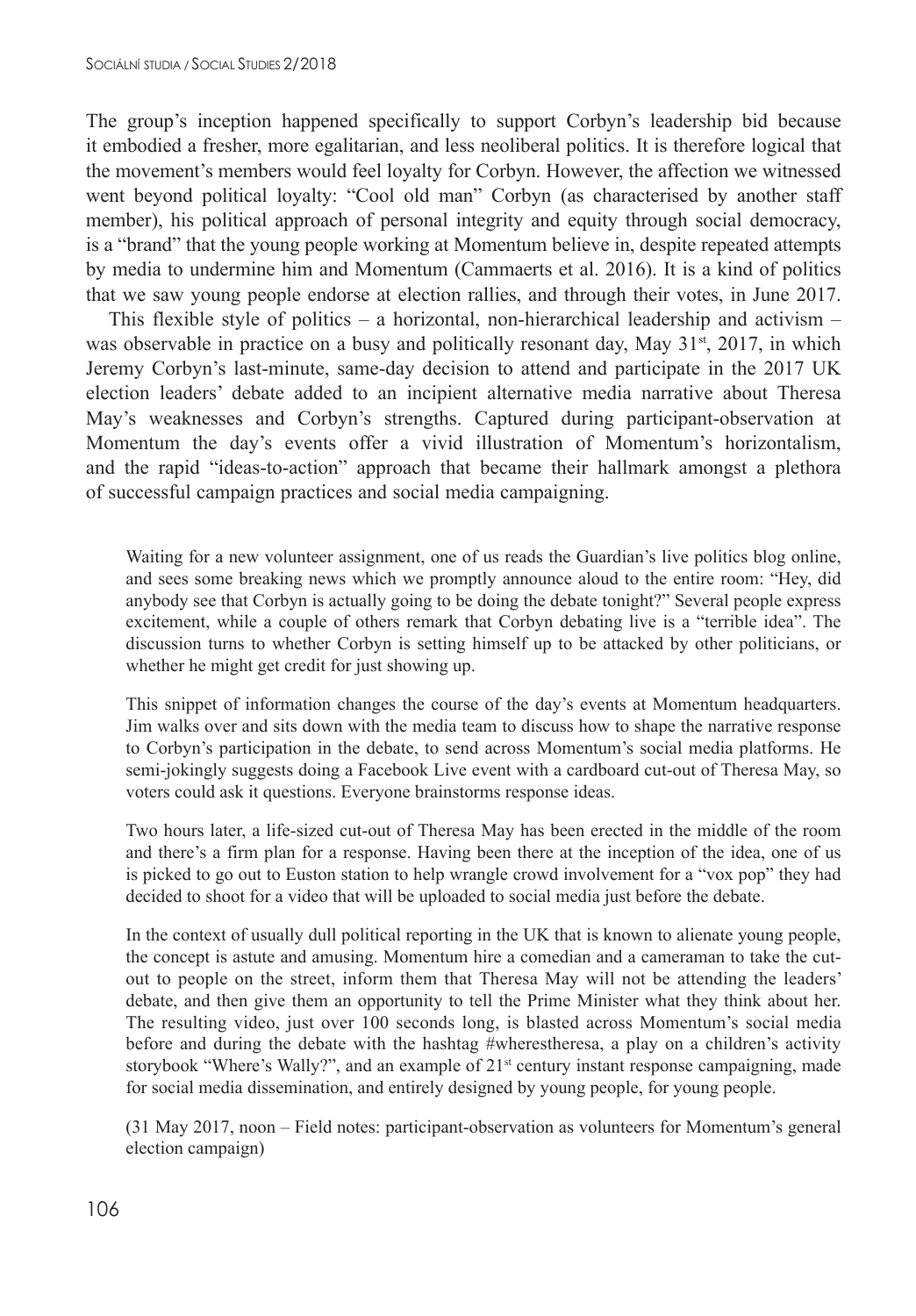The group's inception happened specifically to support Corbyn's leadership bid because it embodied a fresher, more egalitarian, and less neoliberal politics. It is therefore logical that the movement's members would feel loyalty for Corbyn. However, the affection we witnessed went beyond political loyalty: "Cool old man" Corbyn (as characterised by another staff member), his political approach of personal integrity and equity through social democracy, is a "brand" that the young people working at Momentum believe in, despite repeated attempts by media to undermine him and Momentum (Cammaerts et al. 2016). It is a kind of politics that we saw young people endorse at election rallies, and through their votes, in June 2017.

This flexible style of politics – a horizontal, non-hierarchical leadership and activism – was observable in practice on a busy and politically resonant day, May 31st, 2017, in which Jeremy Corbyn's last-minute, same-day decision to attend and participate in the 2017 UK election leaders' debate added to an incipient alternative media narrative about Theresa May's weaknesses and Corbyn's strengths. Captured during participant-observation at Momentum the day's events offer a vivid illustration of Momentum's horizontalism, and the rapid "ideas-to-action" approach that became their hallmark amongst a plethora of successful campaign practices and social media campaigning.

> Waiting for a new volunteer assignment, one of us reads the Guardian's live politics blog online, and sees some breaking news which we promptly announce aloud to the entire room: "Hey, did anybody see that Corbyn is actually going to be doing the debate tonight?" Several people express excitement, while a couple of others remark that Corbyn debating live is a "terrible idea". The discussion turns to whether Corbyn is setting himself up to be attacked by other politicians, or whether he might get credit for just showing up.
>
> This snippet of information changes the course of the day's events at Momentum headquarters. Jim walks over and sits down with the media team to discuss how to shape the narrative response to Corbyn's participation in the debate, to send across Momentum's social media platforms. He semi-jokingly suggests doing a Facebook Live event with a cardboard cut-out of Theresa May, so voters could ask it questions. Everyone brainstorms response ideas.
>
> Two hours later, a life-sized cut-out of Theresa May has been erected in the middle of the room and there's a firm plan for a response. Having been there at the inception of the idea, one of us is picked to go out to Euston station to help wrangle crowd involvement for a "vox pop" they had decided to shoot for a video that will be uploaded to social media just before the debate.
>
> In the context of usually dull political reporting in the UK that is known to alienate young people, the concept is astute and amusing. Momentum hire a comedian and a cameraman to take the cut-out to people on the street, inform them that Theresa May will not be attending the leaders' debate, and then give them an opportunity to tell the Prime Minister what they think about her. The resulting video, just over 100 seconds long, is blasted across Momentum's social media before and during the debate with the hashtag #wherestheresa, a play on a children's activity storybook "Where's Wally?", and an example of 21st century instant response campaigning, made for social media dissemination, and entirely designed by young people, for young people.
>
> (31 May 2017, noon – Field notes: participant-observation as volunteers for Momentum's general election campaign)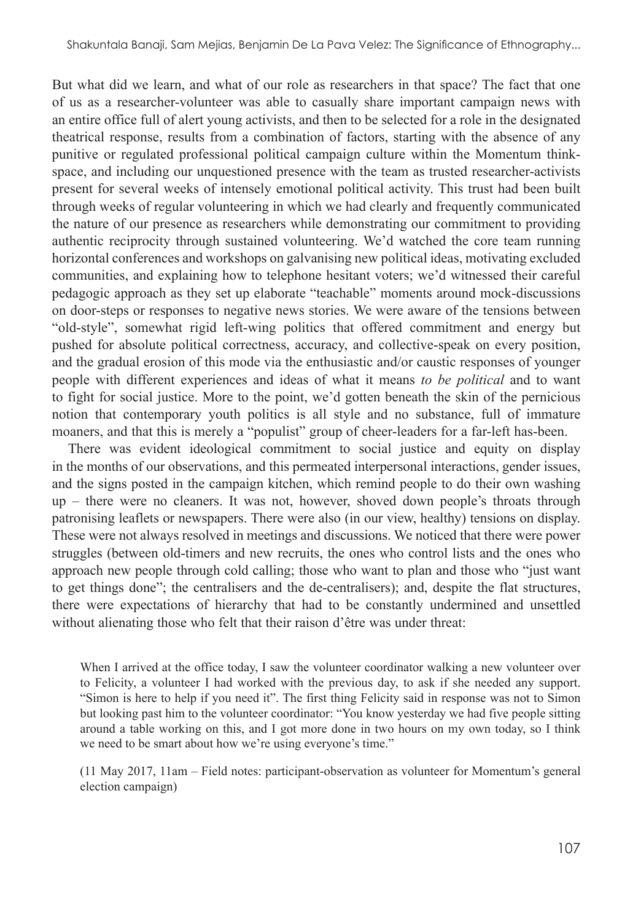But what did we learn, and what of our role as researchers in that space? The fact that one of us as a researcher-volunteer was able to casually share important campaign news with an entire office full of alert young activists, and then to be selected for a role in the designated theatrical response, results from a combination of factors, starting with the absence of any punitive or regulated professional political campaign culture within the Momentum think-space, and including our unquestioned presence with the team as trusted researcher-activists present for several weeks of intensely emotional political activity. This trust had been built through weeks of regular volunteering in which we had clearly and frequently communicated the nature of our presence as researchers while demonstrating our commitment to providing authentic reciprocity through sustained volunteering. We'd watched the core team running horizontal conferences and workshops on galvanising new political ideas, motivating excluded communities, and explaining how to telephone hesitant voters; we'd witnessed their careful pedagogic approach as they set up elaborate "teachable" moments around mock-discussions on door-steps or responses to negative news stories. We were aware of the tensions between "old-style", somewhat rigid left-wing politics that offered commitment and energy but pushed for absolute political correctness, accuracy, and collective-speak on every position, and the gradual erosion of this mode via the enthusiastic and/or caustic responses of younger people with different experiences and ideas of what it means *to be political* and to want to fight for social justice. More to the point, we'd gotten beneath the skin of the pernicious notion that contemporary youth politics is all style and no substance, full of immature moaners, and that this is merely a "populist" group of cheer-leaders for a far-left has-been.

There was evident ideological commitment to social justice and equity on display in the months of our observations, and this permeated interpersonal interactions, gender issues, and the signs posted in the campaign kitchen, which remind people to do their own washing up – there were no cleaners. It was not, however, shoved down people's throats through patronising leaflets or newspapers. There were also (in our view, healthy) tensions on display. These were not always resolved in meetings and discussions. We noticed that there were power struggles (between old-timers and new recruits, the ones who control lists and the ones who approach new people through cold calling; those who want to plan and those who "just want to get things done"; the centralisers and the de-centralisers); and, despite the flat structures, there were expectations of hierarchy that had to be constantly undermined and unsettled without alienating those who felt that their raison d'être was under threat:

> When I arrived at the office today, I saw the volunteer coordinator walking a new volunteer over to Felicity, a volunteer I had worked with the previous day, to ask if she needed any support. "Simon is here to help if you need it". The first thing Felicity said in response was not to Simon but looking past him to the volunteer coordinator: "You know yesterday we had five people sitting around a table working on this, and I got more done in two hours on my own today, so I think we need to be smart about how we're using everyone's time."
>
> (11 May 2017, 11am – Field notes: participant-observation as volunteer for Momentum's general election campaign)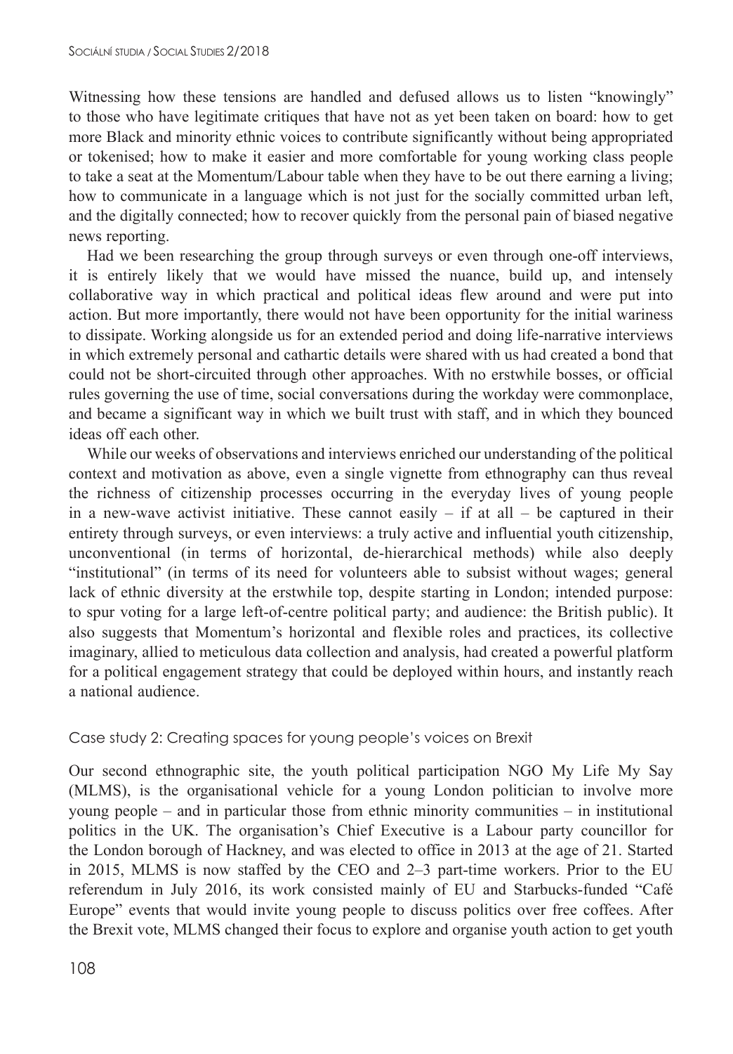Witnessing how these tensions are handled and defused allows us to listen "knowingly" to those who have legitimate critiques that have not as yet been taken on board: how to get more Black and minority ethnic voices to contribute significantly without being appropriated or tokenised; how to make it easier and more comfortable for young working class people to take a seat at the Momentum/Labour table when they have to be out there earning a living; how to communicate in a language which is not just for the socially committed urban left, and the digitally connected; how to recover quickly from the personal pain of biased negative news reporting.

Had we been researching the group through surveys or even through one-off interviews, it is entirely likely that we would have missed the nuance, build up, and intensely collaborative way in which practical and political ideas flew around and were put into action. But more importantly, there would not have been opportunity for the initial wariness to dissipate. Working alongside us for an extended period and doing life-narrative interviews in which extremely personal and cathartic details were shared with us had created a bond that could not be short-circuited through other approaches. With no erstwhile bosses, or official rules governing the use of time, social conversations during the workday were commonplace, and became a significant way in which we built trust with staff, and in which they bounced ideas off each other.

While our weeks of observations and interviews enriched our understanding of the political context and motivation as above, even a single vignette from ethnography can thus reveal the richness of citizenship processes occurring in the everyday lives of young people in a new-wave activist initiative. These cannot easily – if at all – be captured in their entirety through surveys, or even interviews: a truly active and influential youth citizenship, unconventional (in terms of horizontal, de-hierarchical methods) while also deeply "institutional" (in terms of its need for volunteers able to subsist without wages; general lack of ethnic diversity at the erstwhile top, despite starting in London; intended purpose: to spur voting for a large left-of-centre political party; and audience: the British public). It also suggests that Momentum's horizontal and flexible roles and practices, its collective imaginary, allied to meticulous data collection and analysis, had created a powerful platform for a political engagement strategy that could be deployed within hours, and instantly reach a national audience.

### Case study 2: Creating spaces for young people's voices on Brexit

Our second ethnographic site, the youth political participation NGO My Life My Say (MLMS), is the organisational vehicle for a young London politician to involve more young people – and in particular those from ethnic minority communities – in institutional politics in the UK. The organisation's Chief Executive is a Labour party councillor for the London borough of Hackney, and was elected to office in 2013 at the age of 21. Started in 2015, MLMS is now staffed by the CEO and 2–3 part-time workers. Prior to the EU referendum in July 2016, its work consisted mainly of EU and Starbucks-funded "Café Europe" events that would invite young people to discuss politics over free coffees. After the Brexit vote, MLMS changed their focus to explore and organise youth action to get youth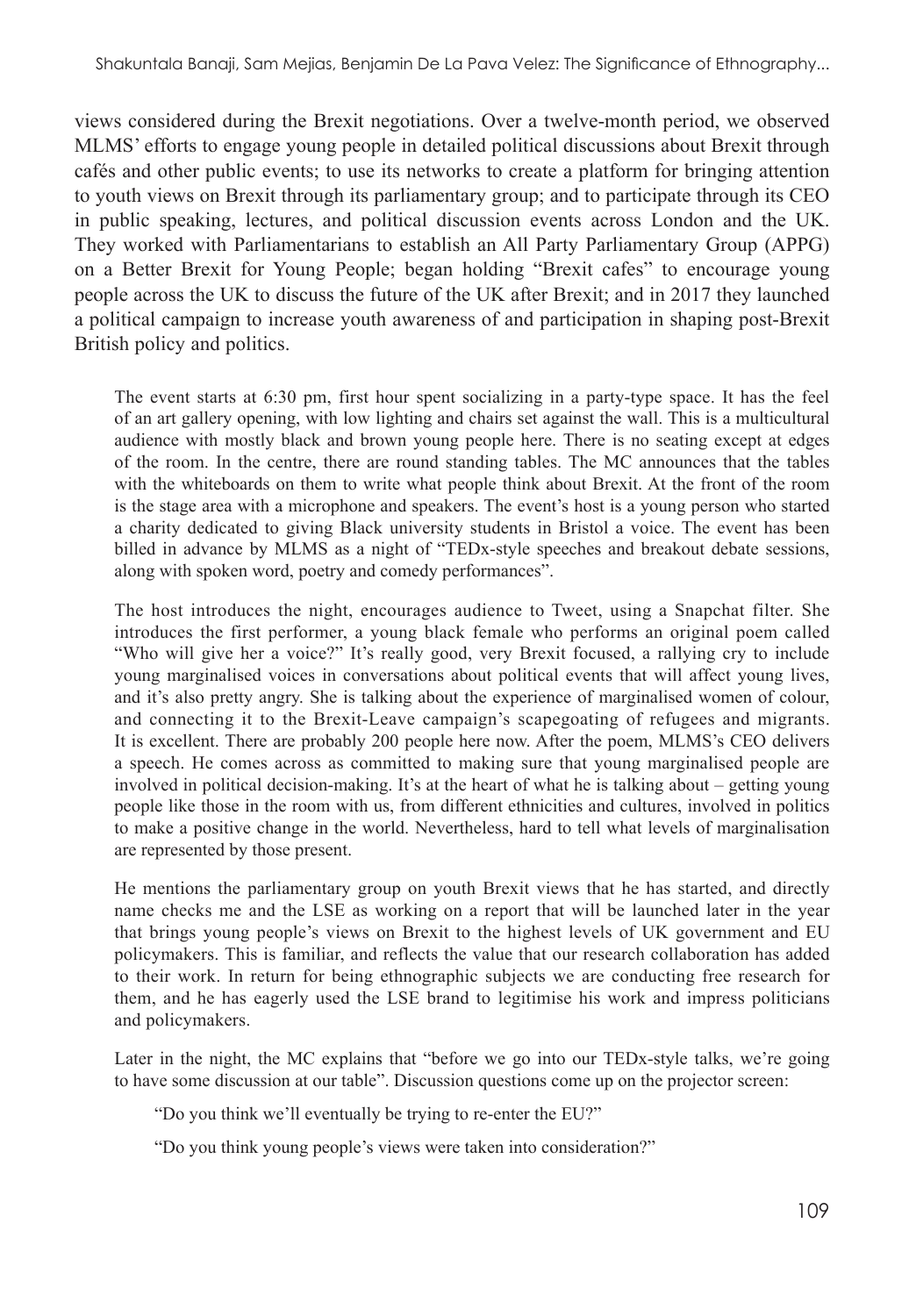views considered during the Brexit negotiations. Over a twelve-month period, we observed MLMS' efforts to engage young people in detailed political discussions about Brexit through cafés and other public events; to use its networks to create a platform for bringing attention to youth views on Brexit through its parliamentary group; and to participate through its CEO in public speaking, lectures, and political discussion events across London and the UK. They worked with Parliamentarians to establish an All Party Parliamentary Group (APPG) on a Better Brexit for Young People; began holding "Brexit cafes" to encourage young people across the UK to discuss the future of the UK after Brexit; and in 2017 they launched a political campaign to increase youth awareness of and participation in shaping post-Brexit British policy and politics.

> The event starts at 6:30 pm, first hour spent socializing in a party-type space. It has the feel of an art gallery opening, with low lighting and chairs set against the wall. This is a multicultural audience with mostly black and brown young people here. There is no seating except at edges of the room. In the centre, there are round standing tables. The MC announces that the tables with the whiteboards on them to write what people think about Brexit. At the front of the room is the stage area with a microphone and speakers. The event's host is a young person who started a charity dedicated to giving Black university students in Bristol a voice. The event has been billed in advance by MLMS as a night of "TEDx-style speeches and breakout debate sessions, along with spoken word, poetry and comedy performances".
>
> The host introduces the night, encourages audience to Tweet, using a Snapchat filter. She introduces the first performer, a young black female who performs an original poem called "Who will give her a voice?" It's really good, very Brexit focused, a rallying cry to include young marginalised voices in conversations about political events that will affect young lives, and it's also pretty angry. She is talking about the experience of marginalised women of colour, and connecting it to the Brexit-Leave campaign's scapegoating of refugees and migrants. It is excellent. There are probably 200 people here now. After the poem, MLMS's CEO delivers a speech. He comes across as committed to making sure that young marginalised people are involved in political decision-making. It's at the heart of what he is talking about – getting young people like those in the room with us, from different ethnicities and cultures, involved in politics to make a positive change in the world. Nevertheless, hard to tell what levels of marginalisation are represented by those present.
>
> He mentions the parliamentary group on youth Brexit views that he has started, and directly name checks me and the LSE as working on a report that will be launched later in the year that brings young people's views on Brexit to the highest levels of UK government and EU policymakers. This is familiar, and reflects the value that our research collaboration has added to their work. In return for being ethnographic subjects we are conducting free research for them, and he has eagerly used the LSE brand to legitimise his work and impress politicians and policymakers.
>
> Later in the night, the MC explains that "before we go into our TEDx-style talks, we're going to have some discussion at our table". Discussion questions come up on the projector screen:
>
> > "Do you think we'll eventually be trying to re-enter the EU?"
> >
> > "Do you think young people's views were taken into consideration?"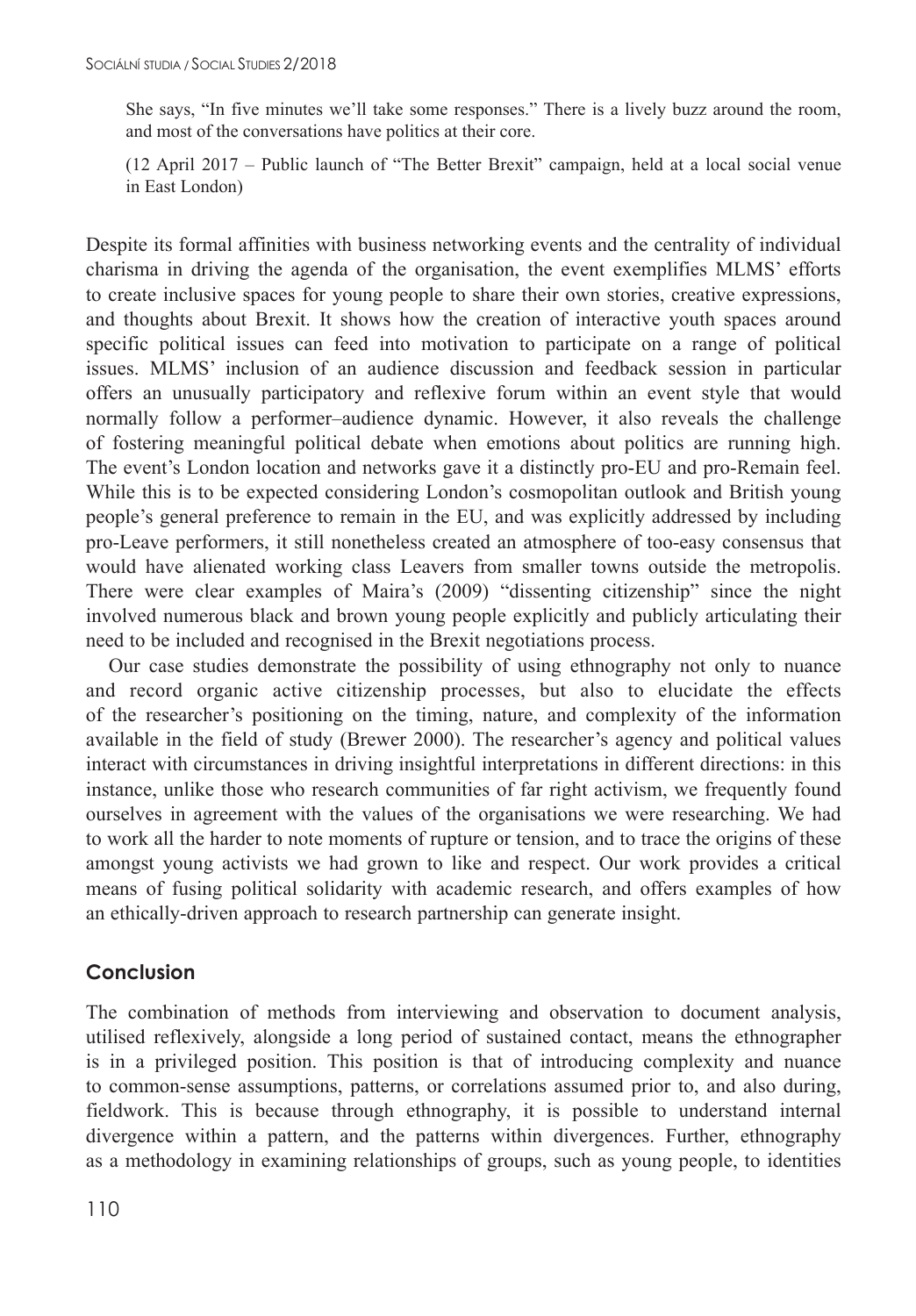> She says, "In five minutes we'll take some responses." There is a lively buzz around the room, and most of the conversations have politics at their core.
>
> (12 April 2017 – Public launch of "The Better Brexit" campaign, held at a local social venue in East London)

Despite its formal affinities with business networking events and the centrality of individual charisma in driving the agenda of the organisation, the event exemplifies MLMS' efforts to create inclusive spaces for young people to share their own stories, creative expressions, and thoughts about Brexit. It shows how the creation of interactive youth spaces around specific political issues can feed into motivation to participate on a range of political issues. MLMS' inclusion of an audience discussion and feedback session in particular offers an unusually participatory and reflexive forum within an event style that would normally follow a performer–audience dynamic. However, it also reveals the challenge of fostering meaningful political debate when emotions about politics are running high. The event's London location and networks gave it a distinctly pro-EU and pro-Remain feel. While this is to be expected considering London's cosmopolitan outlook and British young people's general preference to remain in the EU, and was explicitly addressed by including pro-Leave performers, it still nonetheless created an atmosphere of too-easy consensus that would have alienated working class Leavers from smaller towns outside the metropolis. There were clear examples of Maira's (2009) "dissenting citizenship" since the night involved numerous black and brown young people explicitly and publicly articulating their need to be included and recognised in the Brexit negotiations process.

Our case studies demonstrate the possibility of using ethnography not only to nuance and record organic active citizenship processes, but also to elucidate the effects of the researcher's positioning on the timing, nature, and complexity of the information available in the field of study (Brewer 2000). The researcher's agency and political values interact with circumstances in driving insightful interpretations in different directions: in this instance, unlike those who research communities of far right activism, we frequently found ourselves in agreement with the values of the organisations we were researching. We had to work all the harder to note moments of rupture or tension, and to trace the origins of these amongst young activists we had grown to like and respect. Our work provides a critical means of fusing political solidarity with academic research, and offers examples of how an ethically-driven approach to research partnership can generate insight.

## Conclusion

The combination of methods from interviewing and observation to document analysis, utilised reflexively, alongside a long period of sustained contact, means the ethnographer is in a privileged position. This position is that of introducing complexity and nuance to common-sense assumptions, patterns, or correlations assumed prior to, and also during, fieldwork. This is because through ethnography, it is possible to understand internal divergence within a pattern, and the patterns within divergences. Further, ethnography as a methodology in examining relationships of groups, such as young people, to identities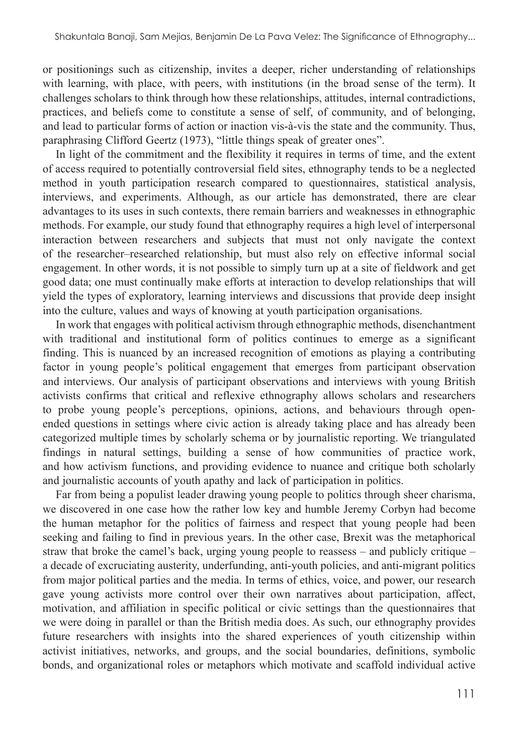or positionings such as citizenship, invites a deeper, richer understanding of relationships with learning, with place, with peers, with institutions (in the broad sense of the term). It challenges scholars to think through how these relationships, attitudes, internal contradictions, practices, and beliefs come to constitute a sense of self, of community, and of belonging, and lead to particular forms of action or inaction vis-à-vis the state and the community. Thus, paraphrasing Clifford Geertz (1973), "little things speak of greater ones".

In light of the commitment and the flexibility it requires in terms of time, and the extent of access required to potentially controversial field sites, ethnography tends to be a neglected method in youth participation research compared to questionnaires, statistical analysis, interviews, and experiments. Although, as our article has demonstrated, there are clear advantages to its uses in such contexts, there remain barriers and weaknesses in ethnographic methods. For example, our study found that ethnography requires a high level of interpersonal interaction between researchers and subjects that must not only navigate the context of the researcher–researched relationship, but must also rely on effective informal social engagement. In other words, it is not possible to simply turn up at a site of fieldwork and get good data; one must continually make efforts at interaction to develop relationships that will yield the types of exploratory, learning interviews and discussions that provide deep insight into the culture, values and ways of knowing at youth participation organisations.

In work that engages with political activism through ethnographic methods, disenchantment with traditional and institutional form of politics continues to emerge as a significant finding. This is nuanced by an increased recognition of emotions as playing a contributing factor in young people's political engagement that emerges from participant observation and interviews. Our analysis of participant observations and interviews with young British activists confirms that critical and reflexive ethnography allows scholars and researchers to probe young people's perceptions, opinions, actions, and behaviours through open-ended questions in settings where civic action is already taking place and has already been categorized multiple times by scholarly schema or by journalistic reporting. We triangulated findings in natural settings, building a sense of how communities of practice work, and how activism functions, and providing evidence to nuance and critique both scholarly and journalistic accounts of youth apathy and lack of participation in politics.

Far from being a populist leader drawing young people to politics through sheer charisma, we discovered in one case how the rather low key and humble Jeremy Corbyn had become the human metaphor for the politics of fairness and respect that young people had been seeking and failing to find in previous years. In the other case, Brexit was the metaphorical straw that broke the camel's back, urging young people to reassess – and publicly critique – a decade of excruciating austerity, underfunding, anti-youth policies, and anti-migrant politics from major political parties and the media. In terms of ethics, voice, and power, our research gave young activists more control over their own narratives about participation, affect, motivation, and affiliation in specific political or civic settings than the questionnaires that we were doing in parallel or than the British media does. As such, our ethnography provides future researchers with insights into the shared experiences of youth citizenship within activist initiatives, networks, and groups, and the social boundaries, definitions, symbolic bonds, and organizational roles or metaphors which motivate and scaffold individual active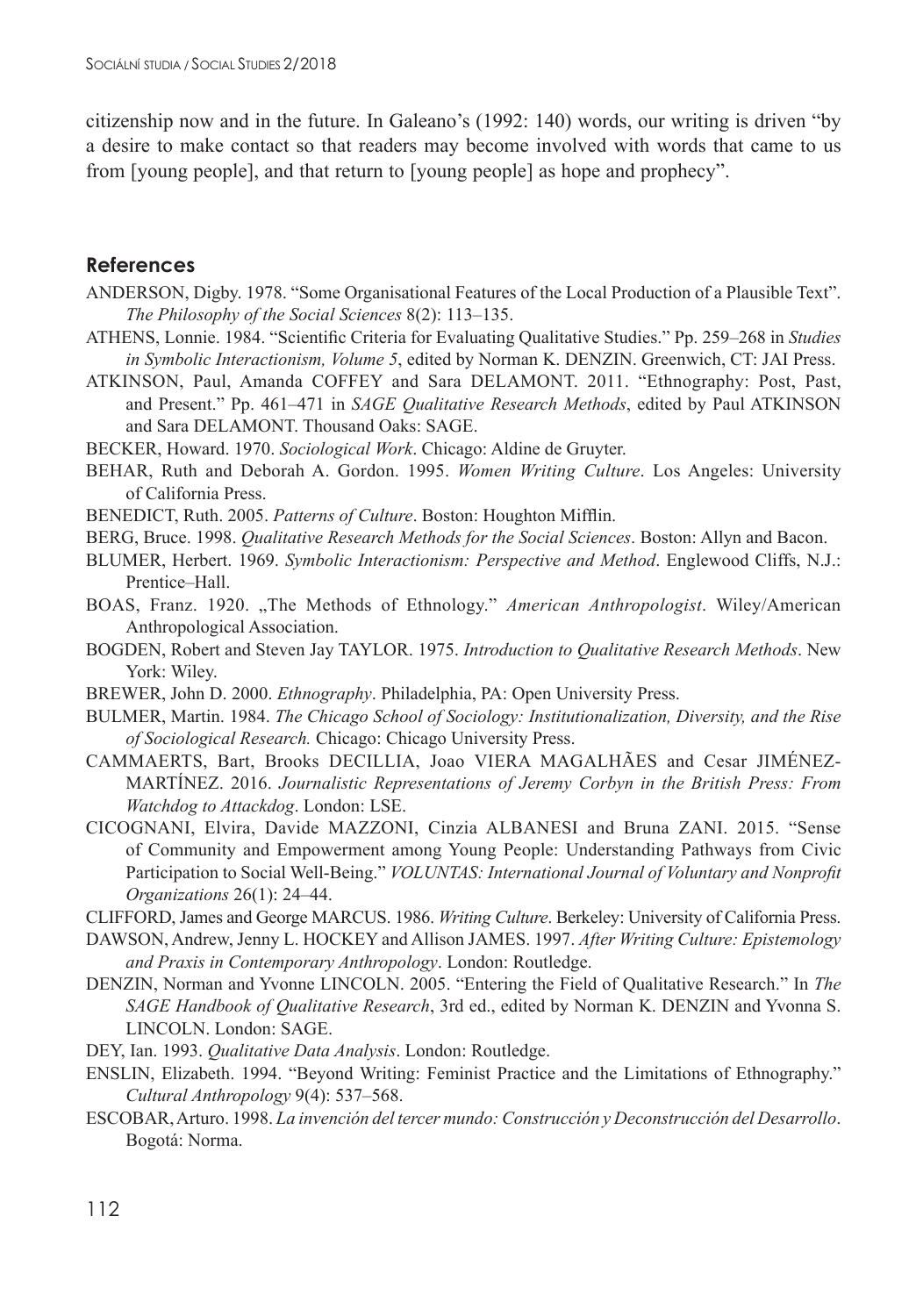citizenship now and in the future. In Galeano's (1992: 140) words, our writing is driven "by a desire to make contact so that readers may become involved with words that came to us from [young people], and that return to [young people] as hope and prophecy".

## References

ANDERSON, Digby. 1978. "Some Organisational Features of the Local Production of a Plausible Text". *The Philosophy of the Social Sciences* 8(2): 113–135.

ATHENS, Lonnie. 1984. "Scientific Criteria for Evaluating Qualitative Studies." Pp. 259–268 in *Studies in Symbolic Interactionism, Volume 5*, edited by Norman K. DENZIN. Greenwich, CT: JAI Press.

ATKINSON, Paul, Amanda COFFEY and Sara DELAMONT. 2011. "Ethnography: Post, Past, and Present." Pp. 461–471 in *SAGE Qualitative Research Methods*, edited by Paul ATKINSON and Sara DELAMONT. Thousand Oaks: SAGE.

BECKER, Howard. 1970. *Sociological Work*. Chicago: Aldine de Gruyter.

BEHAR, Ruth and Deborah A. Gordon. 1995. *Women Writing Culture*. Los Angeles: University of California Press.

BENEDICT, Ruth. 2005. *Patterns of Culture*. Boston: Houghton Mifflin.

BERG, Bruce. 1998. *Qualitative Research Methods for the Social Sciences*. Boston: Allyn and Bacon.

BLUMER, Herbert. 1969. *Symbolic Interactionism: Perspective and Method*. Englewood Cliffs, N.J.: Prentice–Hall.

BOAS, Franz. 1920. „The Methods of Ethnology." *American Anthropologist*. Wiley/American Anthropological Association.

BOGDEN, Robert and Steven Jay TAYLOR. 1975. *Introduction to Qualitative Research Methods*. New York: Wiley.

BREWER, John D. 2000. *Ethnography*. Philadelphia, PA: Open University Press.

BULMER, Martin. 1984. *The Chicago School of Sociology: Institutionalization, Diversity, and the Rise of Sociological Research.* Chicago: Chicago University Press.

CAMMAERTS, Bart, Brooks DECILLIA, Joao VIERA MAGALHÃES and Cesar JIMÉNEZ-MARTÍNEZ. 2016. *Journalistic Representations of Jeremy Corbyn in the British Press: From Watchdog to Attackdog*. London: LSE.

CICOGNANI, Elvira, Davide MAZZONI, Cinzia ALBANESI and Bruna ZANI. 2015. "Sense of Community and Empowerment among Young People: Understanding Pathways from Civic Participation to Social Well-Being." *VOLUNTAS: International Journal of Voluntary and Nonprofit Organizations* 26(1): 24–44.

CLIFFORD, James and George MARCUS. 1986. *Writing Culture*. Berkeley: University of California Press.

DAWSON, Andrew, Jenny L. HOCKEY and Allison JAMES. 1997. *After Writing Culture: Epistemology and Praxis in Contemporary Anthropology*. London: Routledge.

DENZIN, Norman and Yvonne LINCOLN. 2005. "Entering the Field of Qualitative Research." In *The SAGE Handbook of Qualitative Research*, 3rd ed., edited by Norman K. DENZIN and Yvonna S. LINCOLN. London: SAGE.

DEY, Ian. 1993. *Qualitative Data Analysis*. London: Routledge.

ENSLIN, Elizabeth. 1994. "Beyond Writing: Feminist Practice and the Limitations of Ethnography." *Cultural Anthropology* 9(4): 537–568.

ESCOBAR, Arturo. 1998. *La invención del tercer mundo: Construcción y Deconstrucción del Desarrollo*. Bogotá: Norma.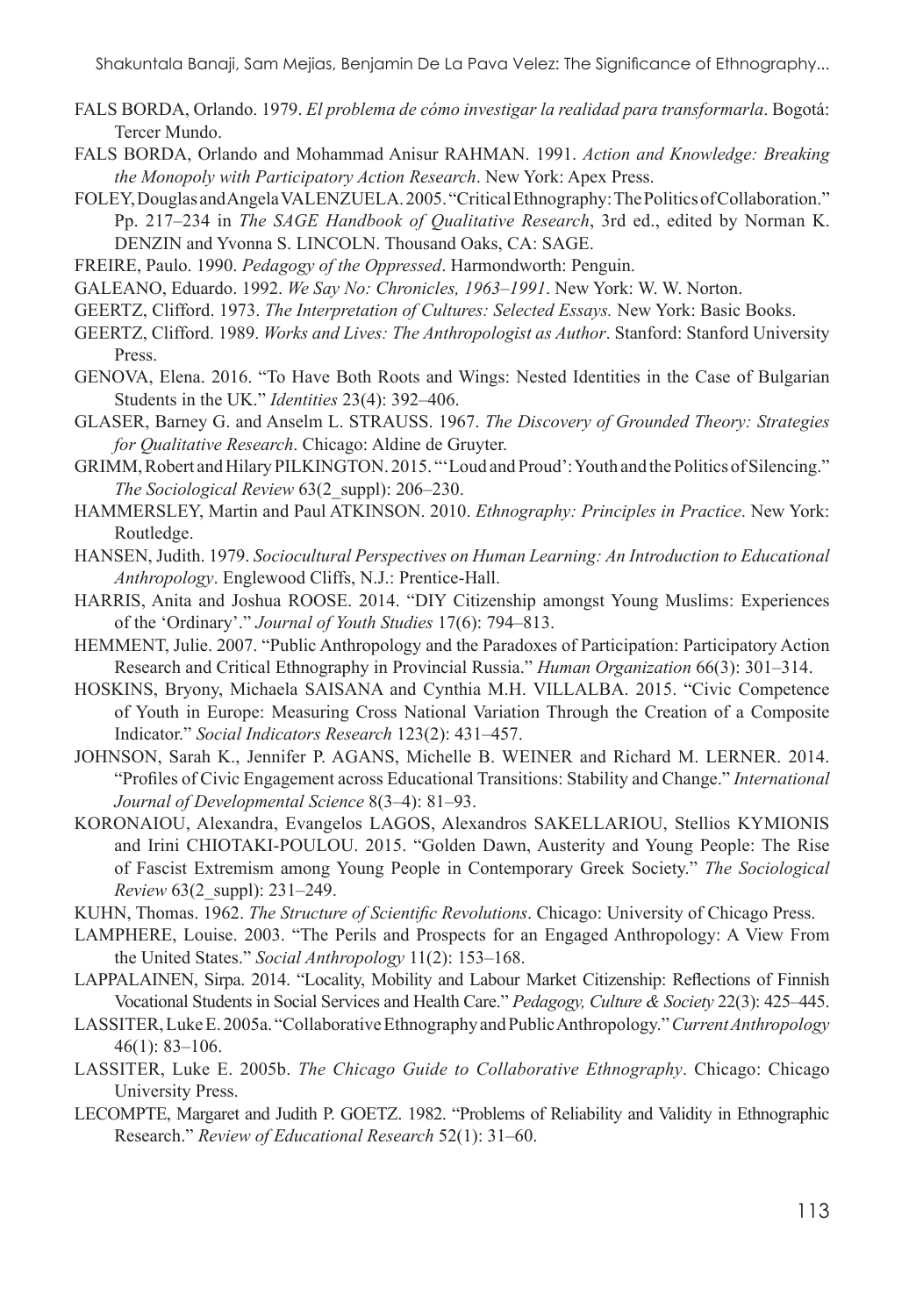FALS BORDA, Orlando. 1979. *El problema de cómo investigar la realidad para transformarla*. Bogotá: Tercer Mundo.

FALS BORDA, Orlando and Mohammad Anisur RAHMAN. 1991. *Action and Knowledge: Breaking the Monopoly with Participatory Action Research*. New York: Apex Press.

FOLEY, Douglas and Angela VALENZUELA. 2005. "Critical Ethnography: The Politics of Collaboration." Pp. 217–234 in *The SAGE Handbook of Qualitative Research*, 3rd ed., edited by Norman K. DENZIN and Yvonna S. LINCOLN. Thousand Oaks, CA: SAGE.

FREIRE, Paulo. 1990. *Pedagogy of the Oppressed*. Harmondworth: Penguin.

GALEANO, Eduardo. 1992. *We Say No: Chronicles, 1963–1991*. New York: W. W. Norton.

GEERTZ, Clifford. 1973. *The Interpretation of Cultures: Selected Essays.* New York: Basic Books.

GEERTZ, Clifford. 1989. *Works and Lives: The Anthropologist as Author*. Stanford: Stanford University Press.

GENOVA, Elena. 2016. "To Have Both Roots and Wings: Nested Identities in the Case of Bulgarian Students in the UK." *Identities* 23(4): 392–406.

GLASER, Barney G. and Anselm L. STRAUSS. 1967. *The Discovery of Grounded Theory: Strategies for Qualitative Research*. Chicago: Aldine de Gruyter.

GRIMM, Robert and Hilary PILKINGTON. 2015. "'Loud and Proud': Youth and the Politics of Silencing." *The Sociological Review* 63(2_suppl): 206–230.

HAMMERSLEY, Martin and Paul ATKINSON. 2010. *Ethnography: Principles in Practice*. New York: Routledge.

HANSEN, Judith. 1979. *Sociocultural Perspectives on Human Learning: An Introduction to Educational Anthropology*. Englewood Cliffs, N.J.: Prentice-Hall.

HARRIS, Anita and Joshua ROOSE. 2014. "DIY Citizenship amongst Young Muslims: Experiences of the 'Ordinary'." *Journal of Youth Studies* 17(6): 794–813.

HEMMENT, Julie. 2007. "Public Anthropology and the Paradoxes of Participation: Participatory Action Research and Critical Ethnography in Provincial Russia." *Human Organization* 66(3): 301–314.

HOSKINS, Bryony, Michaela SAISANA and Cynthia M.H. VILLALBA. 2015. "Civic Competence of Youth in Europe: Measuring Cross National Variation Through the Creation of a Composite Indicator." *Social Indicators Research* 123(2): 431–457.

JOHNSON, Sarah K., Jennifer P. AGANS, Michelle B. WEINER and Richard M. LERNER. 2014. "Profiles of Civic Engagement across Educational Transitions: Stability and Change." *International Journal of Developmental Science* 8(3–4): 81–93.

KORONAIOU, Alexandra, Evangelos LAGOS, Alexandros SAKELLARIOU, Stellios KYMIONIS and Irini CHIOTAKI-POULOU. 2015. "Golden Dawn, Austerity and Young People: The Rise of Fascist Extremism among Young People in Contemporary Greek Society." *The Sociological Review* 63(2_suppl): 231–249.

KUHN, Thomas. 1962. *The Structure of Scientific Revolutions*. Chicago: University of Chicago Press.

LAMPHERE, Louise. 2003. "The Perils and Prospects for an Engaged Anthropology: A View From the United States." *Social Anthropology* 11(2): 153–168.

LAPPALAINEN, Sirpa. 2014. "Locality, Mobility and Labour Market Citizenship: Reflections of Finnish Vocational Students in Social Services and Health Care." *Pedagogy, Culture & Society* 22(3): 425–445.

LASSITER, Luke E. 2005a. "Collaborative Ethnography and Public Anthropology." *Current Anthropology* 46(1): 83–106.

LASSITER, Luke E. 2005b. *The Chicago Guide to Collaborative Ethnography*. Chicago: Chicago University Press.

LECOMPTE, Margaret and Judith P. GOETZ. 1982. "Problems of Reliability and Validity in Ethnographic Research." *Review of Educational Research* 52(1): 31–60.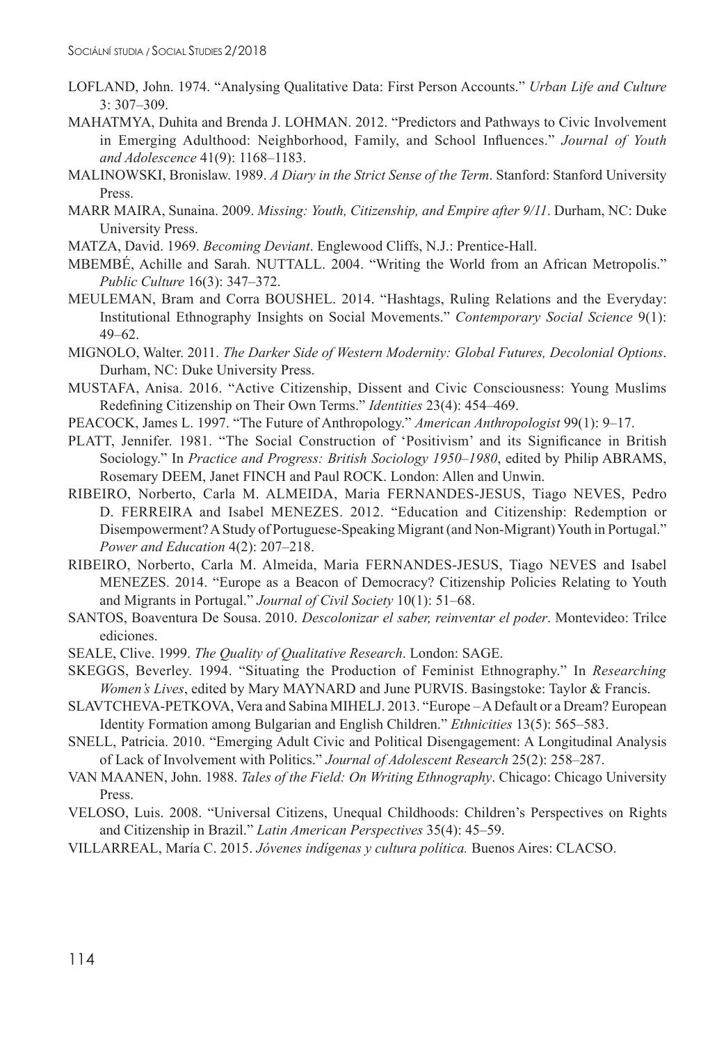LOFLAND, John. 1974. "Analysing Qualitative Data: First Person Accounts." *Urban Life and Culture* 3: 307–309.

MAHATMYA, Duhita and Brenda J. LOHMAN. 2012. "Predictors and Pathways to Civic Involvement in Emerging Adulthood: Neighborhood, Family, and School Influences." *Journal of Youth and Adolescence* 41(9): 1168–1183.

MALINOWSKI, Bronislaw. 1989. *A Diary in the Strict Sense of the Term*. Stanford: Stanford University Press.

MARR MAIRA, Sunaina. 2009. *Missing: Youth, Citizenship, and Empire after 9/11*. Durham, NC: Duke University Press.

MATZA, David. 1969. *Becoming Deviant*. Englewood Cliffs, N.J.: Prentice-Hall.

MBEMBÉ, Achille and Sarah. NUTTALL. 2004. "Writing the World from an African Metropolis." *Public Culture* 16(3): 347–372.

MEULEMAN, Bram and Corra BOUSHEL. 2014. "Hashtags, Ruling Relations and the Everyday: Institutional Ethnography Insights on Social Movements." *Contemporary Social Science* 9(1): 49–62.

MIGNOLO, Walter. 2011. *The Darker Side of Western Modernity: Global Futures, Decolonial Options*. Durham, NC: Duke University Press.

MUSTAFA, Anisa. 2016. "Active Citizenship, Dissent and Civic Consciousness: Young Muslims Redefining Citizenship on Their Own Terms." *Identities* 23(4): 454–469.

PEACOCK, James L. 1997. "The Future of Anthropology." *American Anthropologist* 99(1): 9–17.

PLATT, Jennifer. 1981. "The Social Construction of 'Positivism' and its Significance in British Sociology." In *Practice and Progress: British Sociology 1950–1980*, edited by Philip ABRAMS, Rosemary DEEM, Janet FINCH and Paul ROCK. London: Allen and Unwin.

RIBEIRO, Norberto, Carla M. ALMEIDA, Maria FERNANDES-JESUS, Tiago NEVES, Pedro D. FERREIRA and Isabel MENEZES. 2012. "Education and Citizenship: Redemption or Disempowerment? A Study of Portuguese-Speaking Migrant (and Non-Migrant) Youth in Portugal." *Power and Education* 4(2): 207–218.

RIBEIRO, Norberto, Carla M. Almeida, Maria FERNANDES-JESUS, Tiago NEVES and Isabel MENEZES. 2014. "Europe as a Beacon of Democracy? Citizenship Policies Relating to Youth and Migrants in Portugal." *Journal of Civil Society* 10(1): 51–68.

SANTOS, Boaventura De Sousa. 2010. *Descolonizar el saber, reinventar el poder*. Montevideo: Trilce ediciones.

SEALE, Clive. 1999. *The Quality of Qualitative Research*. London: SAGE.

SKEGGS, Beverley. 1994. "Situating the Production of Feminist Ethnography." In *Researching Women's Lives*, edited by Mary MAYNARD and June PURVIS. Basingstoke: Taylor & Francis.

SLAVTCHEVA-PETKOVA, Vera and Sabina MIHELJ. 2013. "Europe – A Default or a Dream? European Identity Formation among Bulgarian and English Children." *Ethnicities* 13(5): 565–583.

SNELL, Patricia. 2010. "Emerging Adult Civic and Political Disengagement: A Longitudinal Analysis of Lack of Involvement with Politics." *Journal of Adolescent Research* 25(2): 258–287.

VAN MAANEN, John. 1988. *Tales of the Field: On Writing Ethnography*. Chicago: Chicago University Press.

VELOSO, Luis. 2008. "Universal Citizens, Unequal Childhoods: Children's Perspectives on Rights and Citizenship in Brazil." *Latin American Perspectives* 35(4): 45–59.

VILLARREAL, María C. 2015. *Jóvenes indígenas y cultura política.* Buenos Aires: CLACSO.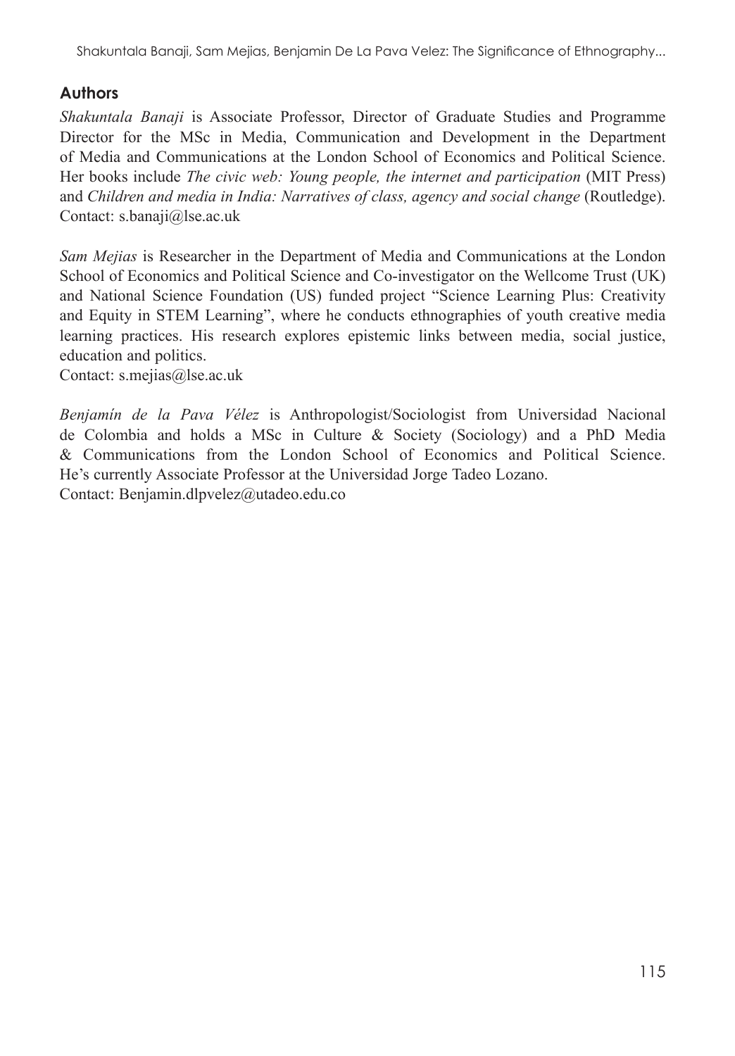## Authors

*Shakuntala Banaji* is Associate Professor, Director of Graduate Studies and Programme Director for the MSc in Media, Communication and Development in the Department of Media and Communications at the London School of Economics and Political Science. Her books include *The civic web: Young people, the internet and participation* (MIT Press) and *Children and media in India: Narratives of class, agency and social change* (Routledge). Contact: s.banaji@lse.ac.uk

*Sam Mejias* is Researcher in the Department of Media and Communications at the London School of Economics and Political Science and Co-investigator on the Wellcome Trust (UK) and National Science Foundation (US) funded project "Science Learning Plus: Creativity and Equity in STEM Learning", where he conducts ethnographies of youth creative media learning practices. His research explores epistemic links between media, social justice, education and politics.
Contact: s.mejias@lse.ac.uk

*Benjamín de la Pava Vélez* is Anthropologist/Sociologist from Universidad Nacional de Colombia and holds a MSc in Culture & Society (Sociology) and a PhD Media & Communications from the London School of Economics and Political Science. He's currently Associate Professor at the Universidad Jorge Tadeo Lozano.
Contact: Benjamin.dlpvelez@utadeo.edu.co